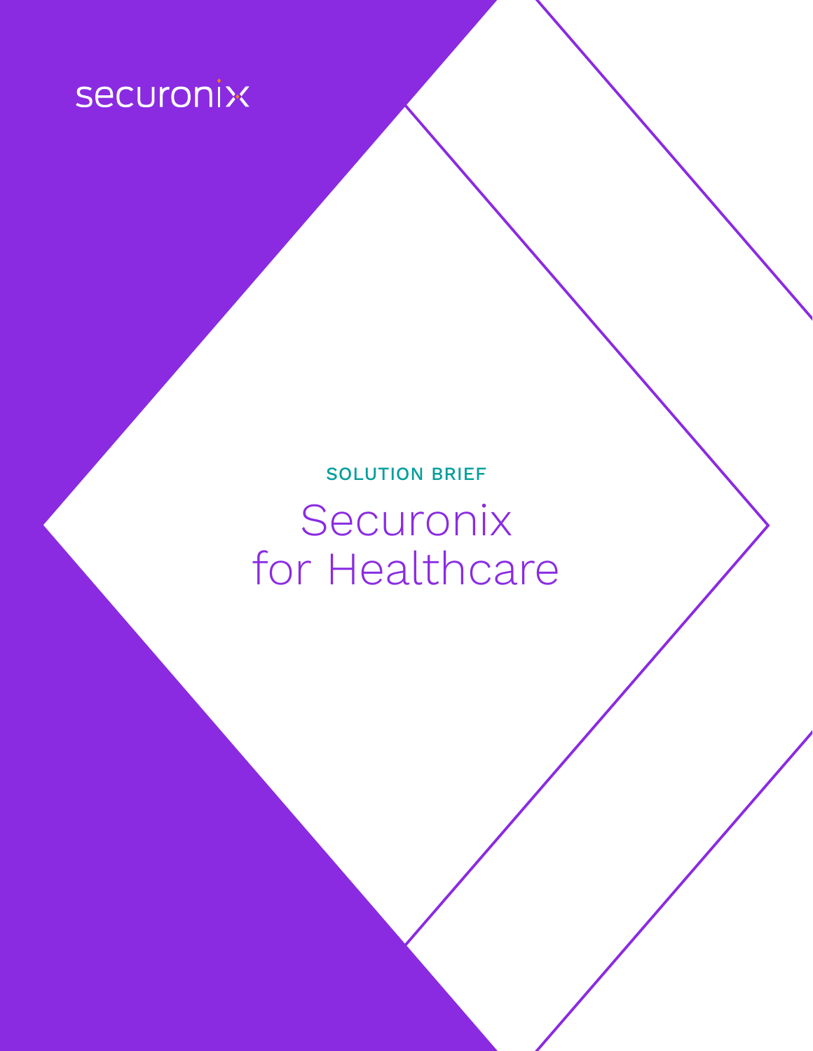securonix

SOLUTION BRIEF

# Securonix for Healthcare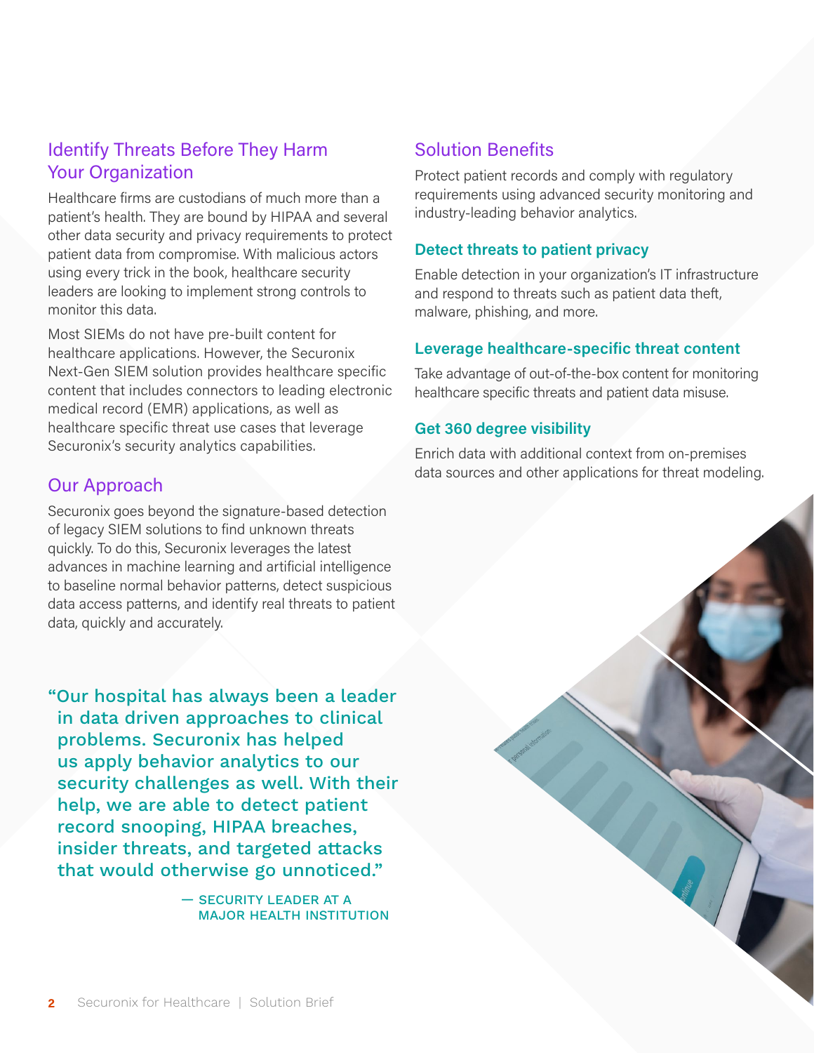## Identify Threats Before They Harm Your Organization

Healthcare firms are custodians of much more than a patient's health. They are bound by HIPAA and several other data security and privacy requirements to protect patient data from compromise. With malicious actors using every trick in the book, healthcare security leaders are looking to implement strong controls to monitor this data.

Most SIEMs do not have pre-built content for healthcare applications. However, the Securonix Next-Gen SIEM solution provides healthcare specific content that includes connectors to leading electronic medical record (EMR) applications, as well as healthcare specific threat use cases that leverage Securonix's security analytics capabilities.

## Our Approach

Securonix goes beyond the signature-based detection of legacy SIEM solutions to find unknown threats quickly. To do this, Securonix leverages the latest advances in machine learning and artificial intelligence to baseline normal behavior patterns, detect suspicious data access patterns, and identify real threats to patient data, quickly and accurately.

> "Our hospital has always been a leader in data driven approaches to clinical problems. Securonix has helped us apply behavior analytics to our security challenges as well. With their help, we are able to detect patient record snooping, HIPAA breaches, insider threats, and targeted attacks that would otherwise go unnoticed."
>
> — SECURITY LEADER AT A MAJOR HEALTH INSTITUTION

## Solution Benefits

Protect patient records and comply with regulatory requirements using advanced security monitoring and industry-leading behavior analytics.

### Detect threats to patient privacy

Enable detection in your organization's IT infrastructure and respond to threats such as patient data theft, malware, phishing, and more.

### Leverage healthcare-specific threat content

Take advantage of out-of-the-box content for monitoring healthcare specific threats and patient data misuse.

### Get 360 degree visibility

Enrich data with additional context from on-premises data sources and other applications for threat modeling.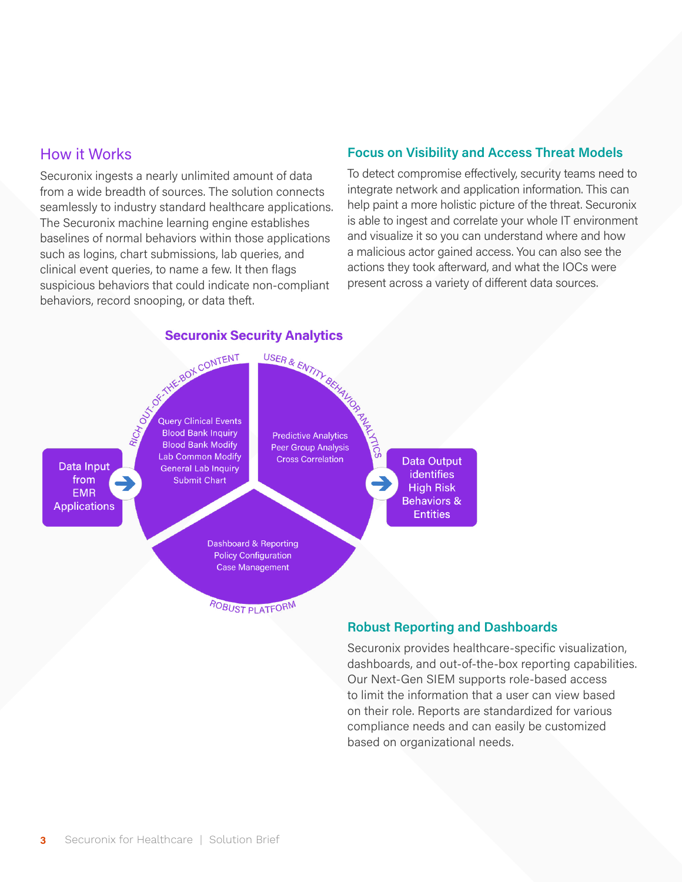## How it Works

Securonix ingests a nearly unlimited amount of data from a wide breadth of sources. The solution connects seamlessly to industry standard healthcare applications. The Securonix machine learning engine establishes baselines of normal behaviors within those applications such as logins, chart submissions, lab queries, and clinical event queries, to name a few. It then flags suspicious behaviors that could indicate non-compliant behaviors, record snooping, or data theft.

## Focus on Visibility and Access Threat Models

To detect compromise effectively, security teams need to integrate network and application information. This can help paint a more holistic picture of the threat. Securonix is able to ingest and correlate your whole IT environment and visualize it so you can understand where and how a malicious actor gained access. You can also see the actions they took afterward, and what the IOCs were present across a variety of different data sources.

### Securonix Security Analytics

Data Input from EMR Applications →

**RICH OUT-OF-THE-BOX CONTENT**
- Query Clinical Events
- Blood Bank Inquiry
- Blood Bank Modify
- Lab Common Modify
- General Lab Inquiry
- Submit Chart

**USER & ENTITY BEHAVIOR ANALYTICS**
- Predictive Analytics
- Peer Group Analysis
- Cross Correlation

**ROBUST PLATFORM**
- Dashboard & Reporting
- Policy Configuration
- Case Management

→ Data Output identifies High Risk Behaviors & Entities

## Robust Reporting and Dashboards

Securonix provides healthcare-specific visualization, dashboards, and out-of-the-box reporting capabilities. Our Next-Gen SIEM supports role-based access to limit the information that a user can view based on their role. Reports are standardized for various compliance needs and can easily be customized based on organizational needs.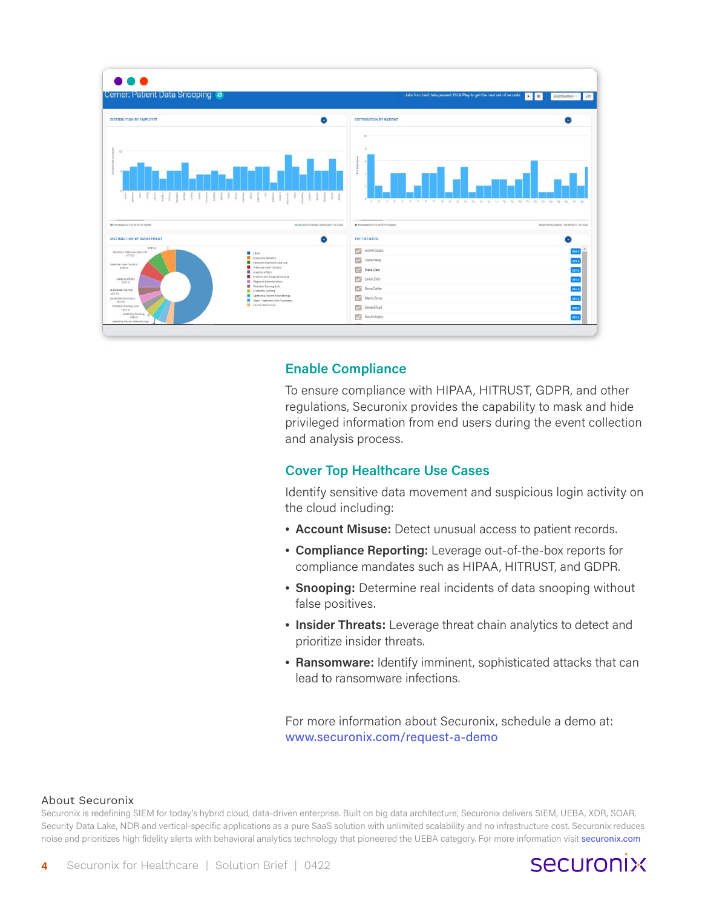Cerner: Patient Data Snooping

## Enable Compliance

To ensure compliance with HIPAA, HITRUST, GDPR, and other regulations, Securonix provides the capability to mask and hide privileged information from end users during the event collection and analysis process.

## Cover Top Healthcare Use Cases

Identify sensitive data movement and suspicious login activity on the cloud including:

- **Account Misuse:** Detect unusual access to patient records.
- **Compliance Reporting:** Leverage out-of-the-box reports for compliance mandates such as HIPAA, HITRUST, and GDPR.
- **Snooping:** Determine real incidents of data snooping without false positives.
- **Insider Threats:** Leverage threat chain analytics to detect and prioritize insider threats.
- **Ransomware:** Identify imminent, sophisticated attacks that can lead to ransomware infections.

For more information about Securonix, schedule a demo at: www.securonix.com/request-a-demo

### About Securonix

Securonix is redefining SIEM for today's hybrid cloud, data-driven enterprise. Built on big data architecture, Securonix delivers SIEM, UEBA, XDR, SOAR, Security Data Lake, NDR and vertical-specific applications as a pure SaaS solution with unlimited scalability and no infrastructure cost. Securonix reduces noise and prioritizes high fidelity alerts with behavioral analytics technology that pioneered the UEBA category. For more information visit securonix.com